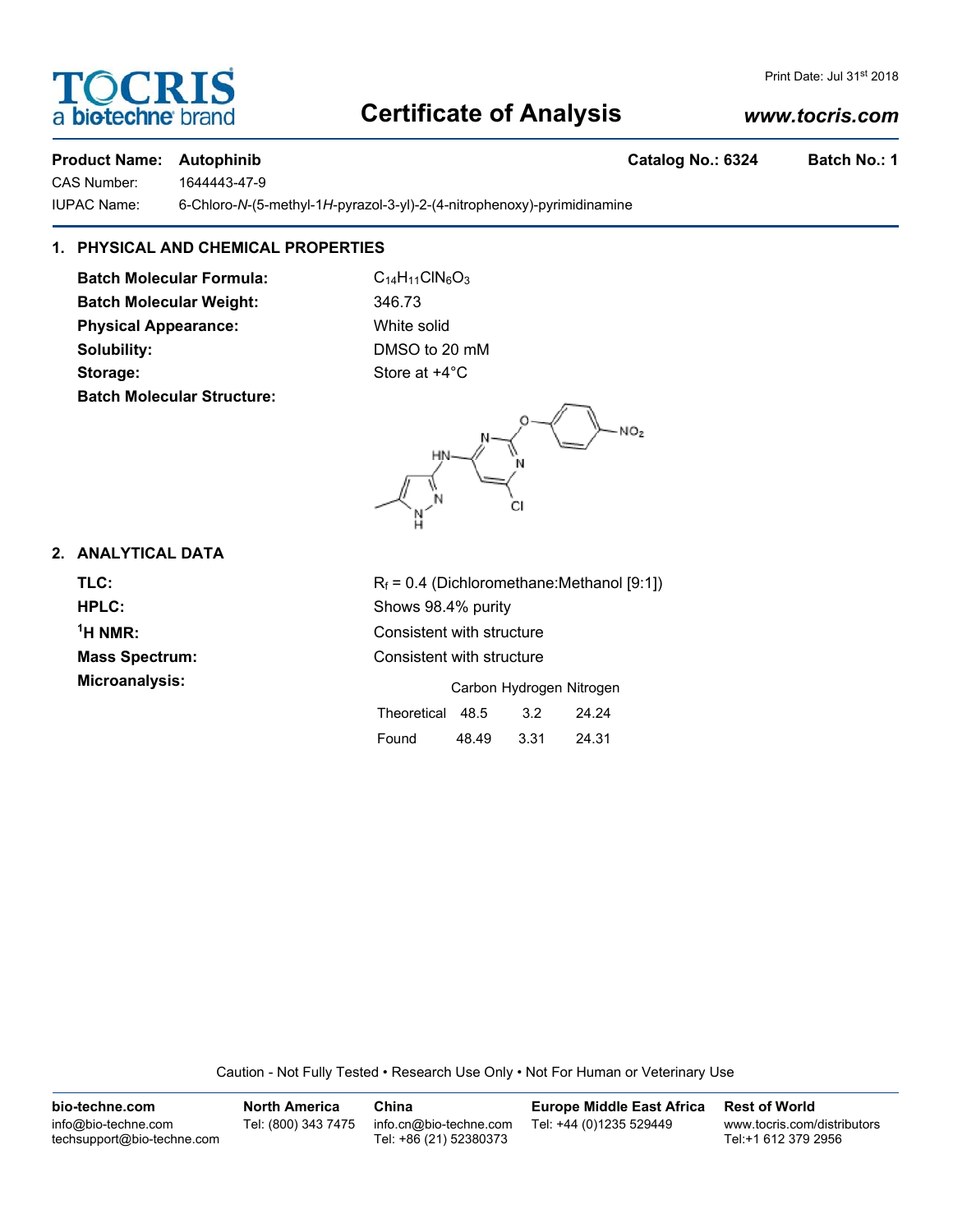# Certificate of Analysis

Print Date: Jul 31st 2018

www.tocris.com

**Product Name: Autophinib** | **Catalog No.: 6324** | **Batch No.: 1**

CAS Number: 1644443-47-9

IUPAC Name: 6-Chloro-*N*-(5-methyl-1*H*-pyrazol-3-yl)-2-(4-nitrophenoxy)-pyrimidinamine

## 1. PHYSICAL AND CHEMICAL PROPERTIES

**Batch Molecular Formula:** $C_{14}H_{11}ClN_6O_3$

**Batch Molecular Weight:** 346.73

**Physical Appearance:** White solid

**Solubility:** DMSO to 20 mM

**Storage:** Store at +4°C

**Batch Molecular Structure:**

## 2. ANALYTICAL DATA

**TLC:** $R_f$ = 0.4 (Dichloromethane:Methanol [9:1])

**HPLC:** Shows 98.4% purity

**$^1$H NMR:** Consistent with structure

**Mass Spectrum:** Consistent with structure

**Microanalysis:**

| | Carbon | Hydrogen | Nitrogen |
|---|---|---|---|
| Theoretical | 48.5 | 3.2 | 24.24 |
| Found | 48.49 | 3.31 | 24.31 |

Caution - Not Fully Tested • Research Use Only • Not For Human or Veterinary Use

**bio-techne.com**
info@bio-techne.com
techsupport@bio-techne.com

**North America**
Tel: (800) 343 7475

**China**
info.cn@bio-techne.com
Tel: +86 (21) 52380373

**Europe Middle East Africa**
Tel: +44 (0)1235 529449

**Rest of World**
www.tocris.com/distributors
Tel:+1 612 379 2956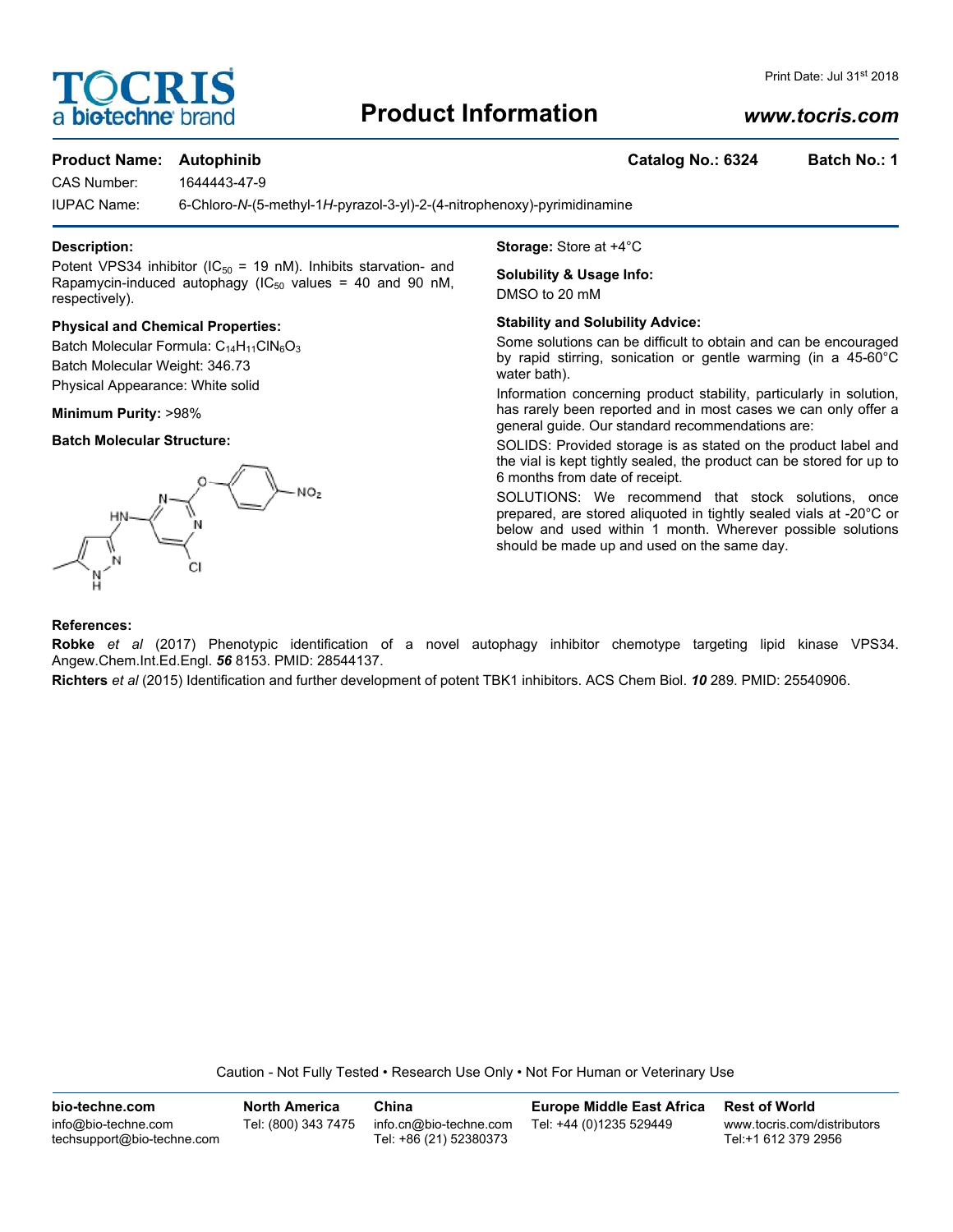# Product Information

Print Date: Jul 31st 2018

**Product Name: Autophinib** **Catalog No.: 6324** **Batch No.: 1**

CAS Number: 1644443-47-9

IUPAC Name: 6-Chloro-*N*-(5-methyl-1*H*-pyrazol-3-yl)-2-(4-nitrophenoxy)-pyrimidinamine

### Description:

Potent VPS34 inhibitor ($IC_{50}$ = 19 nM). Inhibits starvation- and Rapamycin-induced autophagy ($IC_{50}$ values = 40 and 90 nM, respectively).

### Physical and Chemical Properties:

Batch Molecular Formula: $C_{14}H_{11}ClN_6O_3$

Batch Molecular Weight: 346.73

Physical Appearance: White solid

**Minimum Purity:** >98%

### Batch Molecular Structure:

**Storage:** Store at +4°C

### Solubility & Usage Info:

DMSO to 20 mM

### Stability and Solubility Advice:

Some solutions can be difficult to obtain and can be encouraged by rapid stirring, sonication or gentle warming (in a 45-60°C water bath).

Information concerning product stability, particularly in solution, has rarely been reported and in most cases we can only offer a general guide. Our standard recommendations are:

SOLIDS: Provided storage is as stated on the product label and the vial is kept tightly sealed, the product can be stored for up to 6 months from date of receipt.

SOLUTIONS: We recommend that stock solutions, once prepared, are stored aliquoted in tightly sealed vials at -20°C or below and used within 1 month. Wherever possible solutions should be made up and used on the same day.

### References:

**Robke** *et al* (2017) Phenotypic identification of a novel autophagy inhibitor chemotype targeting lipid kinase VPS34. Angew.Chem.Int.Ed.Engl. ***56*** 8153. PMID: 28544137.

**Richters** *et al* (2015) Identification and further development of potent TBK1 inhibitors. ACS Chem Biol. ***10*** 289. PMID: 25540906.

Caution - Not Fully Tested • Research Use Only • Not For Human or Veterinary Use

**bio-techne.com**
info@bio-techne.com
techsupport@bio-techne.com

**North America**
Tel: (800) 343 7475

**China**
info.cn@bio-techne.com
Tel: +86 (21) 52380373

**Europe Middle East Africa**
Tel: +44 (0)1235 529449

**Rest of World**
www.tocris.com/distributors
Tel:+1 612 379 2956